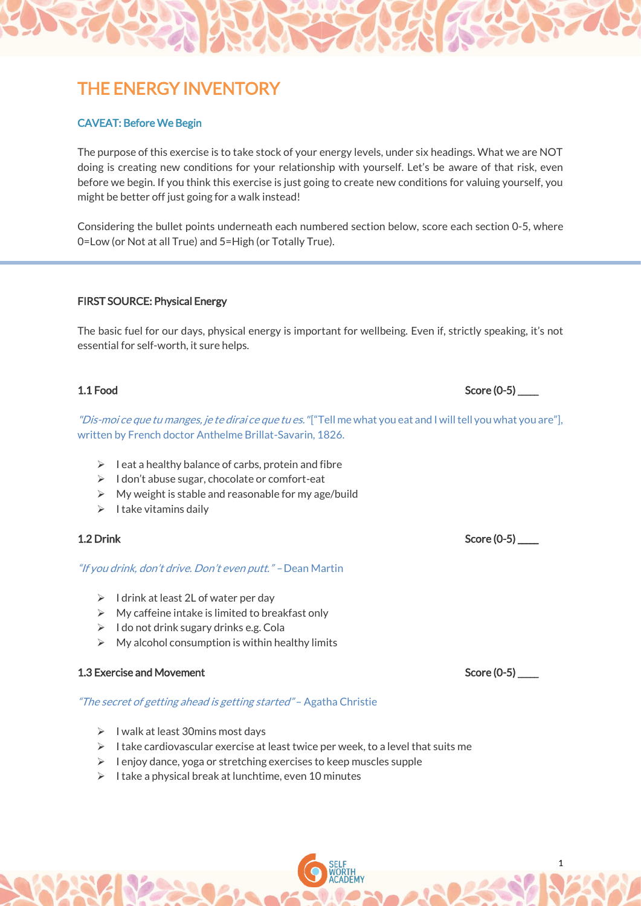# THE ENERGY INVENTORY

### CAVEAT: Before We Begin

The purpose of this exercise is to take stock of your energy levels, under six headings. What we are NOT doing is creating new conditions for your relationship with yourself. Let's be aware of that risk, even before we begin. If you think this exercise is just going to create new conditions for valuing yourself, you might be better off just going for a walk instead!

Considering the bullet points underneath each numbered section below, score each section 0-5, where 0=Low (or Not at all True) and 5=High (or Totally True).

---

## FIRST SOURCE: Physical Energy

The basic fuel for our days, physical energy is important for wellbeing. Even if, strictly speaking, it's not essential for self-worth, it sure helps.

### 1.1 Food — Score (0-5) ____

*"Dis-moi ce que tu manges, je te dirai ce que tu es."* ["Tell me what you eat and I will tell you what you are"], written by French doctor Anthelme Brillat-Savarin, 1826.

- I eat a healthy balance of carbs, protein and fibre
- I don't abuse sugar, chocolate or comfort-eat
- My weight is stable and reasonable for my age/build
- I take vitamins daily

### 1.2 Drink — Score (0-5) ____

*"If you drink, don't drive. Don't even putt."* – Dean Martin

- I drink at least 2L of water per day
- My caffeine intake is limited to breakfast only
- I do not drink sugary drinks e.g. Cola
- My alcohol consumption is within healthy limits

### 1.3 Exercise and Movement — Score (0-5) ____

*"The secret of getting ahead is getting started"* – Agatha Christie

- I walk at least 30mins most days
- I take cardiovascular exercise at least twice per week, to a level that suits me
- I enjoy dance, yoga or stretching exercises to keep muscles supple
- I take a physical break at lunchtime, even 10 minutes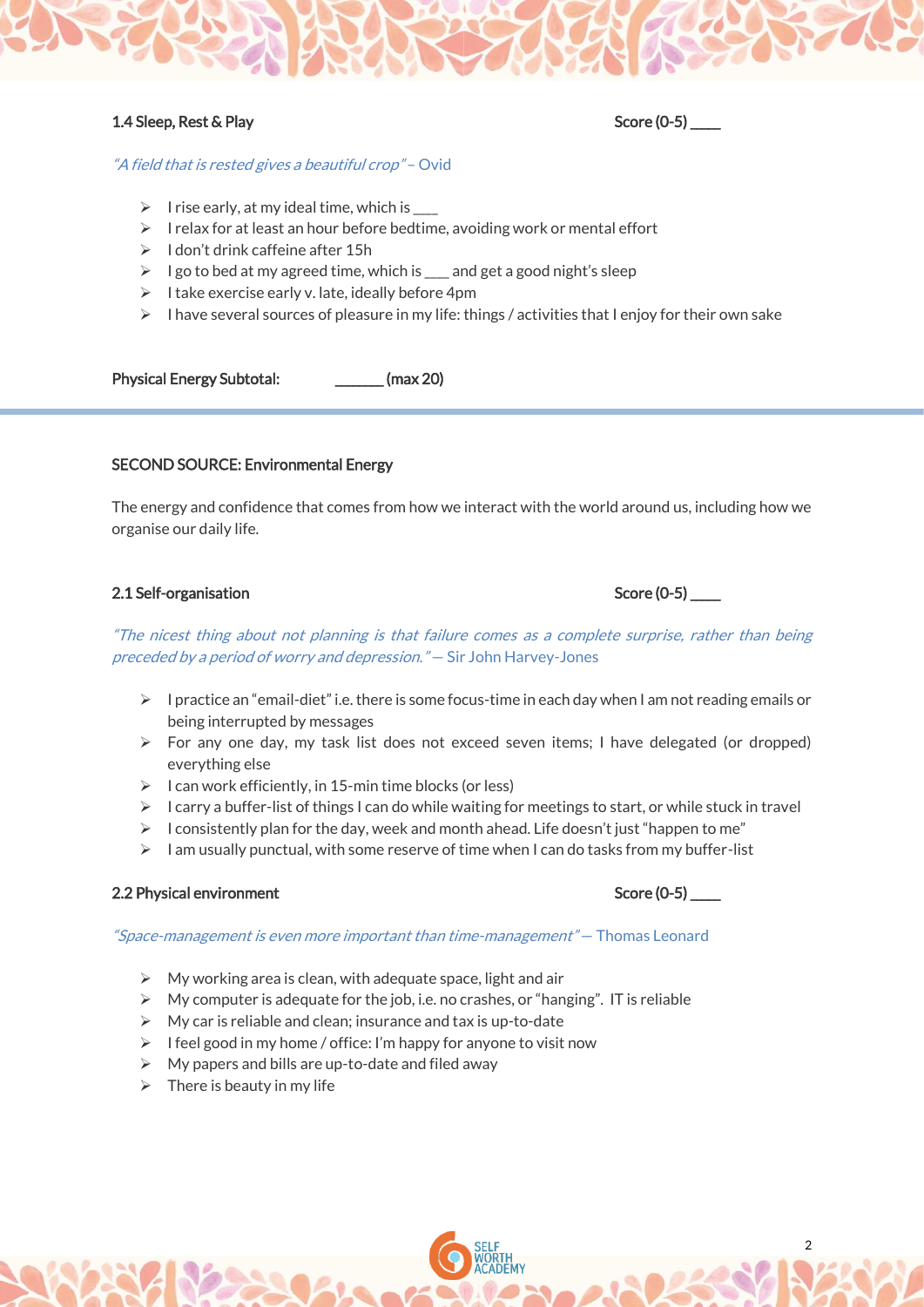### 1.4 Sleep, Rest & Play

Score (0-5) ____

*"A field that is rested gives a beautiful crop"* – Ovid

- I rise early, at my ideal time, which is ___
- I relax for at least an hour before bedtime, avoiding work or mental effort
- I don't drink caffeine after 15h
- I go to bed at my agreed time, which is ___ and get a good night's sleep
- I take exercise early v. late, ideally before 4pm
- I have several sources of pleasure in my life: things / activities that I enjoy for their own sake

**Physical Energy Subtotal:** _______ (max 20)

---

## SECOND SOURCE: Environmental Energy

The energy and confidence that comes from how we interact with the world around us, including how we organise our daily life.

### 2.1 Self-organisation

Score (0-5) ____

*"The nicest thing about not planning is that failure comes as a complete surprise, rather than being preceded by a period of worry and depression."* — Sir John Harvey-Jones

- I practice an "email-diet" i.e. there is some focus-time in each day when I am not reading emails or being interrupted by messages
- For any one day, my task list does not exceed seven items; I have delegated (or dropped) everything else
- I can work efficiently, in 15-min time blocks (or less)
- I carry a buffer-list of things I can do while waiting for meetings to start, or while stuck in travel
- I consistently plan for the day, week and month ahead. Life doesn't just "happen to me"
- I am usually punctual, with some reserve of time when I can do tasks from my buffer-list

### 2.2 Physical environment

Score (0-5) ____

*"Space-management is even more important than time-management"* — Thomas Leonard

- My working area is clean, with adequate space, light and air
- My computer is adequate for the job, i.e. no crashes, or "hanging". IT is reliable
- My car is reliable and clean; insurance and tax is up-to-date
- I feel good in my home / office: I'm happy for anyone to visit now
- My papers and bills are up-to-date and filed away
- There is beauty in my life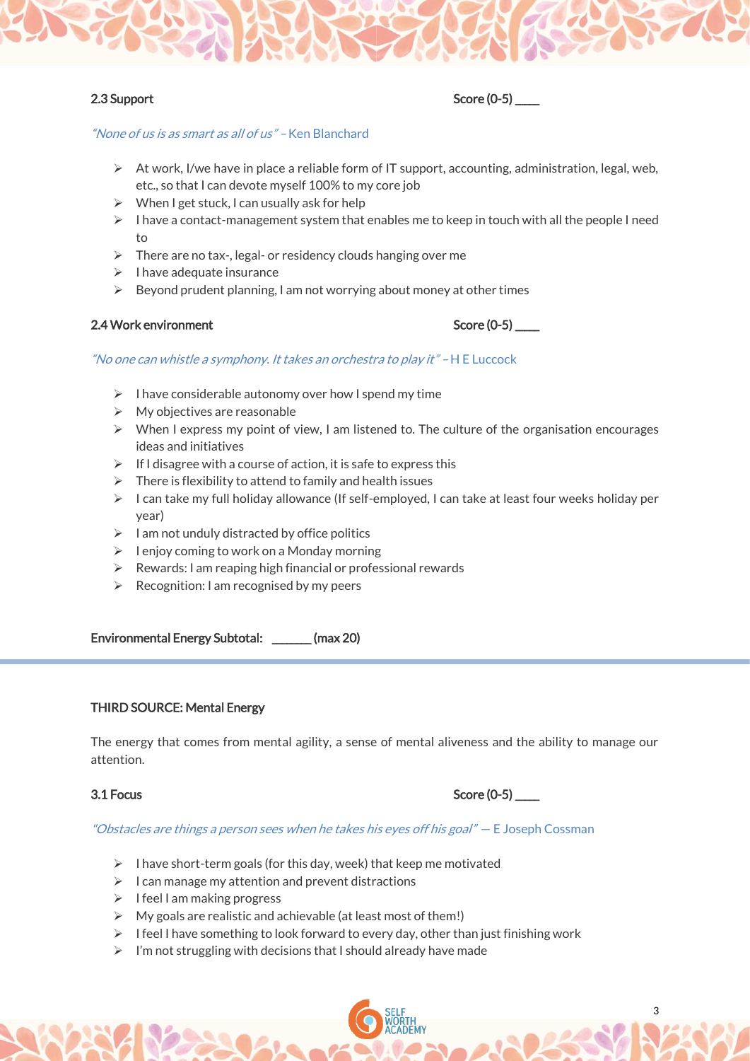### 2.3 Support

Score (0-5) ____

*"None of us is as smart as all of us"* – Ken Blanchard

- At work, I/we have in place a reliable form of IT support, accounting, administration, legal, web, etc., so that I can devote myself 100% to my core job
- When I get stuck, I can usually ask for help
- I have a contact-management system that enables me to keep in touch with all the people I need to
- There are no tax-, legal- or residency clouds hanging over me
- I have adequate insurance
- Beyond prudent planning, I am not worrying about money at other times

### 2.4 Work environment

Score (0-5) ____

*"No one can whistle a symphony. It takes an orchestra to play it"* – H E Luccock

- I have considerable autonomy over how I spend my time
- My objectives are reasonable
- When I express my point of view, I am listened to. The culture of the organisation encourages ideas and initiatives
- If I disagree with a course of action, it is safe to express this
- There is flexibility to attend to family and health issues
- I can take my full holiday allowance (If self-employed, I can take at least four weeks holiday per year)
- I am not unduly distracted by office politics
- I enjoy coming to work on a Monday morning
- Rewards: I am reaping high financial or professional rewards
- Recognition: I am recognised by my peers

**Environmental Energy Subtotal: ______ (max 20)**

---

## THIRD SOURCE: Mental Energy

The energy that comes from mental agility, a sense of mental aliveness and the ability to manage our attention.

### 3.1 Focus

Score (0-5) ____

*"Obstacles are things a person sees when he takes his eyes off his goal"* — E Joseph Cossman

- I have short-term goals (for this day, week) that keep me motivated
- I can manage my attention and prevent distractions
- I feel I am making progress
- My goals are realistic and achievable (at least most of them!)
- I feel I have something to look forward to every day, other than just finishing work
- I'm not struggling with decisions that I should already have made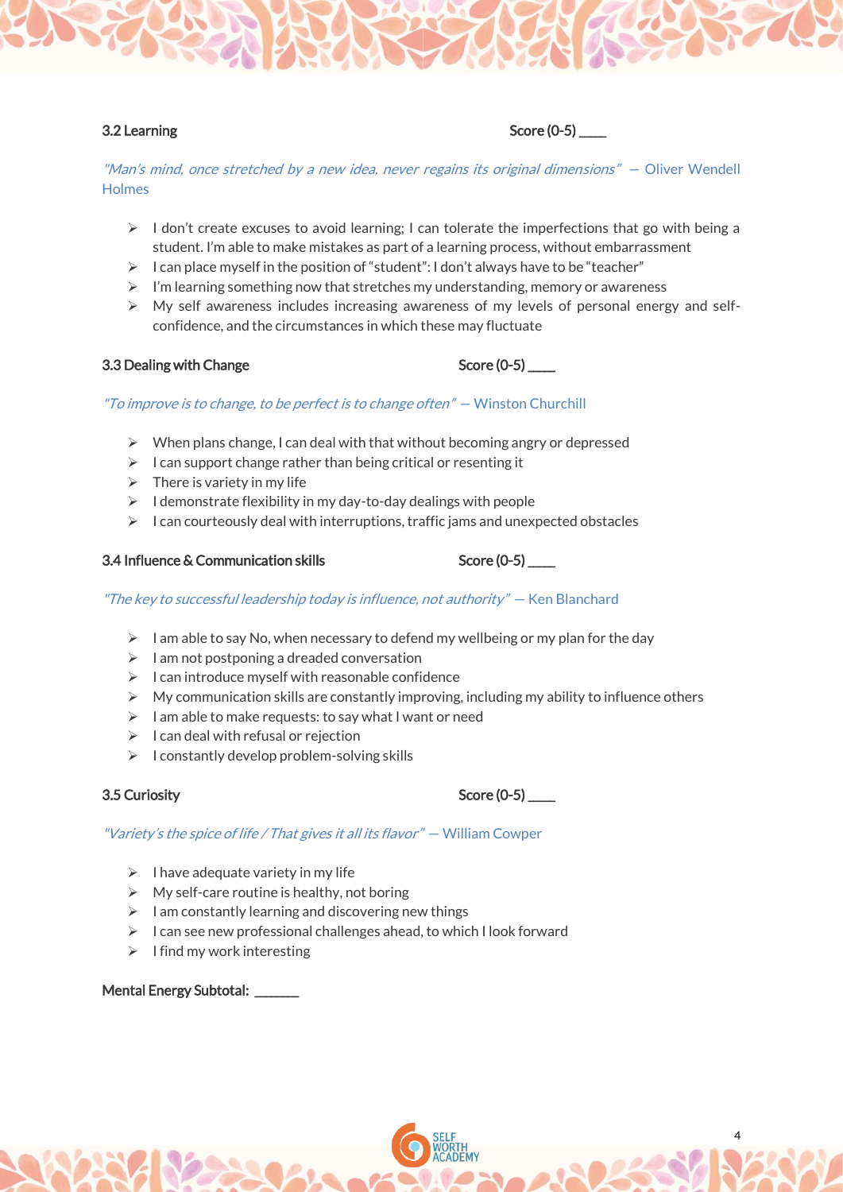### 3.2 Learning

Score (0-5) ____

*"Man's mind, once stretched by a new idea, never regains its original dimensions"* — Oliver Wendell Holmes

- I don't create excuses to avoid learning; I can tolerate the imperfections that go with being a student. I'm able to make mistakes as part of a learning process, without embarrassment
- I can place myself in the position of "student": I don't always have to be "teacher"
- I'm learning something now that stretches my understanding, memory or awareness
- My self awareness includes increasing awareness of my levels of personal energy and self-confidence, and the circumstances in which these may fluctuate

### 3.3 Dealing with Change

Score (0-5) ____

*"To improve is to change, to be perfect is to change often"* — Winston Churchill

- When plans change, I can deal with that without becoming angry or depressed
- I can support change rather than being critical or resenting it
- There is variety in my life
- I demonstrate flexibility in my day-to-day dealings with people
- I can courteously deal with interruptions, traffic jams and unexpected obstacles

### 3.4 Influence & Communication skills

Score (0-5) ____

*"The key to successful leadership today is influence, not authority"* — Ken Blanchard

- I am able to say No, when necessary to defend my wellbeing or my plan for the day
- I am not postponing a dreaded conversation
- I can introduce myself with reasonable confidence
- My communication skills are constantly improving, including my ability to influence others
- I am able to make requests: to say what I want or need
- I can deal with refusal or rejection
- I constantly develop problem-solving skills

### 3.5 Curiosity

Score (0-5) ____

*"Variety's the spice of life / That gives it all its flavor"* — William Cowper

- I have adequate variety in my life
- My self-care routine is healthy, not boring
- I am constantly learning and discovering new things
- I can see new professional challenges ahead, to which I look forward
- I find my work interesting

**Mental Energy Subtotal: ______**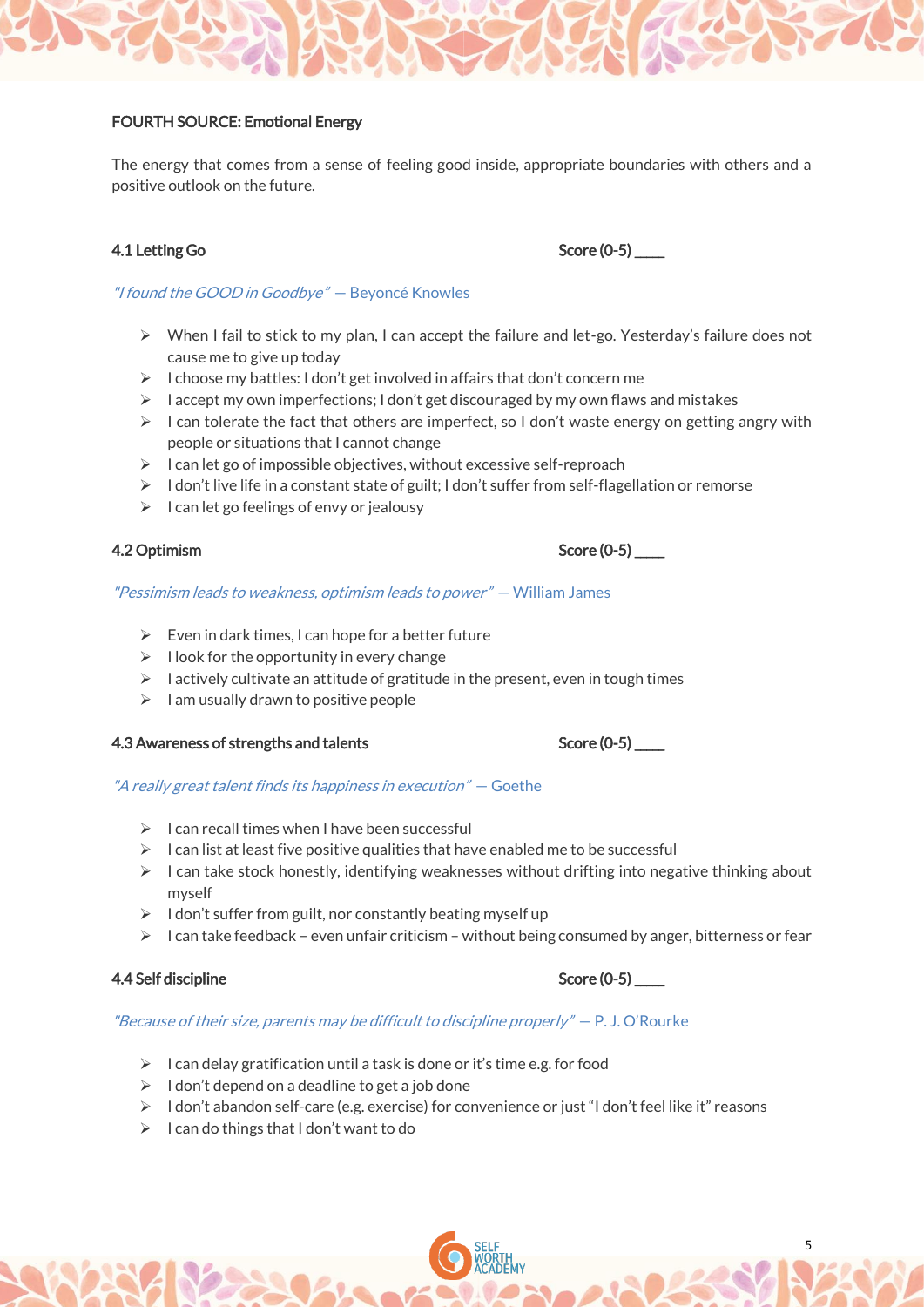**FOURTH SOURCE: Emotional Energy**

The energy that comes from a sense of feeling good inside, appropriate boundaries with others and a positive outlook on the future.

**4.1 Letting Go** Score (0-5) ____

*"I found the GOOD in Goodbye"* — Beyoncé Knowles

- When I fail to stick to my plan, I can accept the failure and let-go. Yesterday's failure does not cause me to give up today
- I choose my battles: I don't get involved in affairs that don't concern me
- I accept my own imperfections; I don't get discouraged by my own flaws and mistakes
- I can tolerate the fact that others are imperfect, so I don't waste energy on getting angry with people or situations that I cannot change
- I can let go of impossible objectives, without excessive self-reproach
- I don't live life in a constant state of guilt; I don't suffer from self-flagellation or remorse
- I can let go feelings of envy or jealousy

**4.2 Optimism** Score (0-5) ____

*"Pessimism leads to weakness, optimism leads to power"* — William James

- Even in dark times, I can hope for a better future
- I look for the opportunity in every change
- I actively cultivate an attitude of gratitude in the present, even in tough times
- I am usually drawn to positive people

**4.3 Awareness of strengths and talents** Score (0-5) ____

*"A really great talent finds its happiness in execution"* — Goethe

- I can recall times when I have been successful
- I can list at least five positive qualities that have enabled me to be successful
- I can take stock honestly, identifying weaknesses without drifting into negative thinking about myself
- I don't suffer from guilt, nor constantly beating myself up
- I can take feedback – even unfair criticism – without being consumed by anger, bitterness or fear

**4.4 Self discipline** Score (0-5) ____

*"Because of their size, parents may be difficult to discipline properly"* — P. J. O'Rourke

- I can delay gratification until a task is done or it's time e.g. for food
- I don't depend on a deadline to get a job done
- I don't abandon self-care (e.g. exercise) for convenience or just "I don't feel like it" reasons
- I can do things that I don't want to do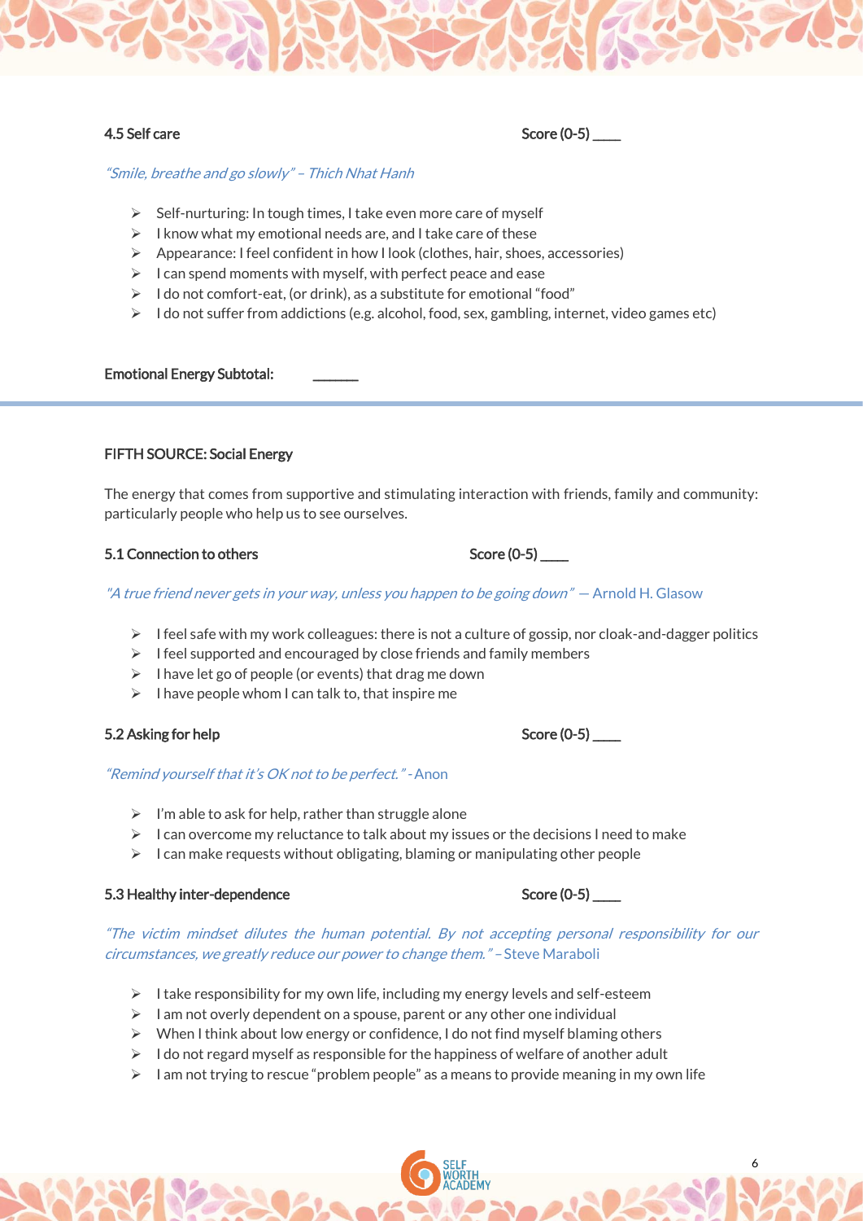#### 4.5 Self care

Score (0-5) ____

*"Smile, breathe and go slowly" – Thich Nhat Hanh*

- Self-nurturing: In tough times, I take even more care of myself
- I know what my emotional needs are, and I take care of these
- Appearance: I feel confident in how I look (clothes, hair, shoes, accessories)
- I can spend moments with myself, with perfect peace and ease
- I do not comfort-eat, (or drink), as a substitute for emotional "food"
- I do not suffer from addictions (e.g. alcohol, food, sex, gambling, internet, video games etc)

**Emotional Energy Subtotal:** ______

---

### FIFTH SOURCE: Social Energy

The energy that comes from supportive and stimulating interaction with friends, family and community: particularly people who help us to see ourselves.

#### 5.1 Connection to others

Score (0-5) ____

*"A true friend never gets in your way, unless you happen to be going down"* — Arnold H. Glasow

- I feel safe with my work colleagues: there is not a culture of gossip, nor cloak-and-dagger politics
- I feel supported and encouraged by close friends and family members
- I have let go of people (or events) that drag me down
- I have people whom I can talk to, that inspire me

#### 5.2 Asking for help

Score (0-5) ____

*"Remind yourself that it's OK not to be perfect."* - Anon

- I'm able to ask for help, rather than struggle alone
- I can overcome my reluctance to talk about my issues or the decisions I need to make
- I can make requests without obligating, blaming or manipulating other people

#### 5.3 Healthy inter-dependence

Score (0-5) ____

*"The victim mindset dilutes the human potential. By not accepting personal responsibility for our circumstances, we greatly reduce our power to change them."* – Steve Maraboli

- I take responsibility for my own life, including my energy levels and self-esteem
- I am not overly dependent on a spouse, parent or any other one individual
- When I think about low energy or confidence, I do not find myself blaming others
- I do not regard myself as responsible for the happiness of welfare of another adult
- I am not trying to rescue "problem people" as a means to provide meaning in my own life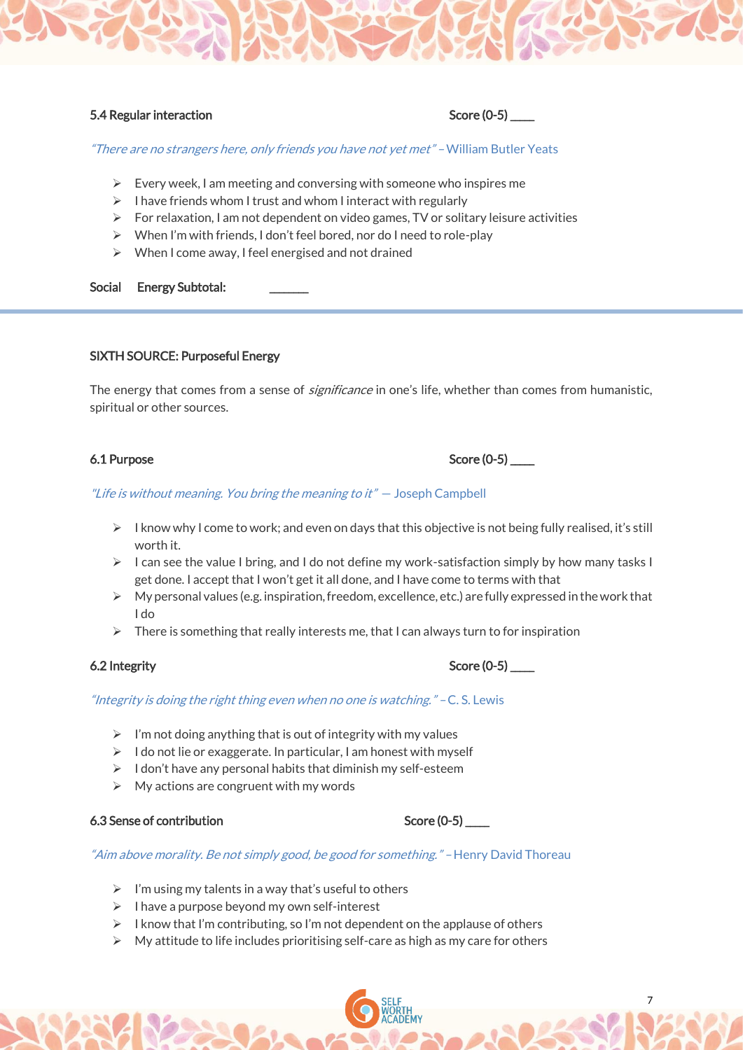### 5.4 Regular interaction

Score (0-5) ____

*"There are no strangers here, only friends you have not yet met"* – William Butler Yeats

- Every week, I am meeting and conversing with someone who inspires me
- I have friends whom I trust and whom I interact with regularly
- For relaxation, I am not dependent on video games, TV or solitary leisure activities
- When I'm with friends, I don't feel bored, nor do I need to role-play
- When I come away, I feel energised and not drained

Social Energy Subtotal: ______

---

## SIXTH SOURCE: Purposeful Energy

The energy that comes from a sense of *significance* in one's life, whether than comes from humanistic, spiritual or other sources.

### 6.1 Purpose

Score (0-5) ____

*"Life is without meaning. You bring the meaning to it"* — Joseph Campbell

- I know why I come to work; and even on days that this objective is not being fully realised, it's still worth it.
- I can see the value I bring, and I do not define my work-satisfaction simply by how many tasks I get done. I accept that I won't get it all done, and I have come to terms with that
- My personal values (e.g. inspiration, freedom, excellence, etc.) are fully expressed in the work that I do
- There is something that really interests me, that I can always turn to for inspiration

### 6.2 Integrity

Score (0-5) ____

*"Integrity is doing the right thing even when no one is watching."* – C. S. Lewis

- I'm not doing anything that is out of integrity with my values
- I do not lie or exaggerate. In particular, I am honest with myself
- I don't have any personal habits that diminish my self-esteem
- My actions are congruent with my words

### 6.3 Sense of contribution

Score (0-5) ____

*"Aim above morality. Be not simply good, be good for something."* – Henry David Thoreau

- I'm using my talents in a way that's useful to others
- I have a purpose beyond my own self-interest
- I know that I'm contributing, so I'm not dependent on the applause of others
- My attitude to life includes prioritising self-care as high as my care for others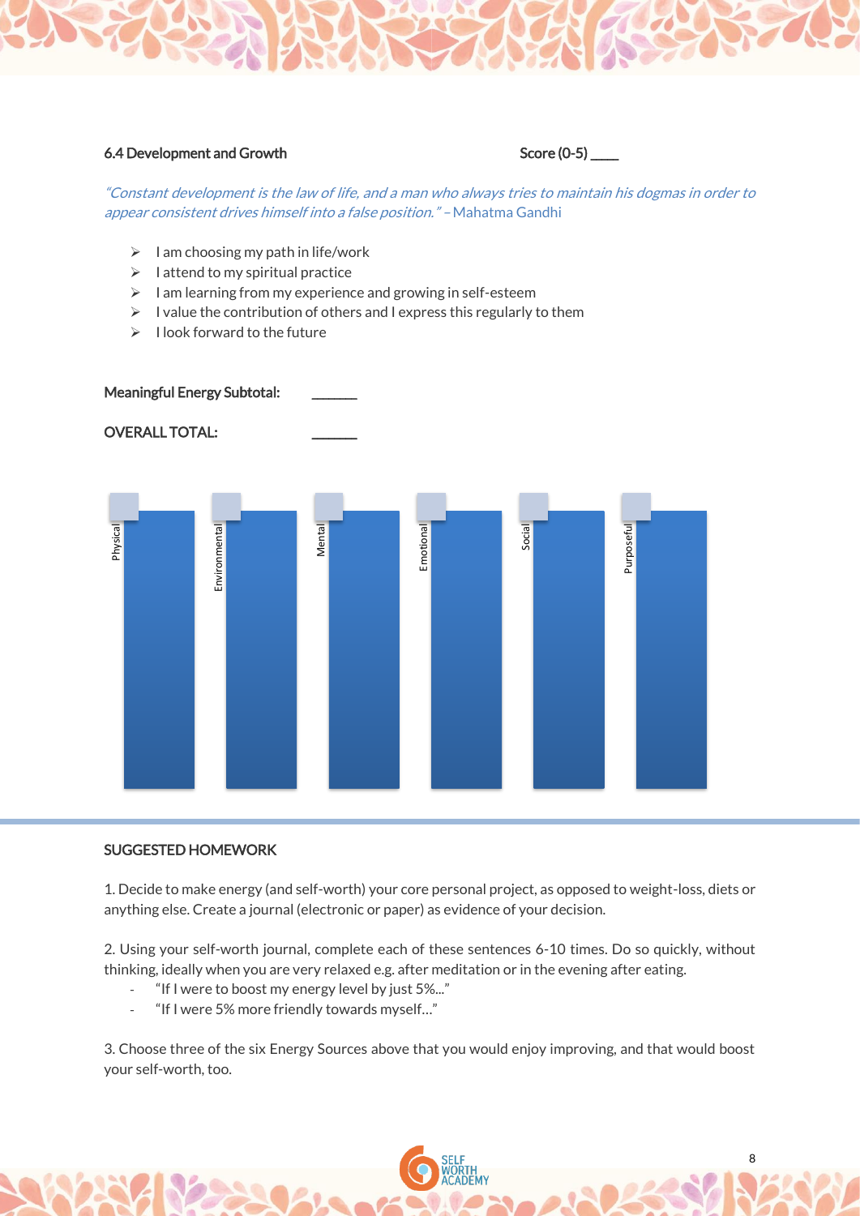### 6.4 Development and Growth

Score (0-5) ____

*"Constant development is the law of life, and a man who always tries to maintain his dogmas in order to appear consistent drives himself into a false position."* – Mahatma Gandhi

- I am choosing my path in life/work
- I attend to my spiritual practice
- I am learning from my experience and growing in self-esteem
- I value the contribution of others and I express this regularly to them
- I look forward to the future

**Meaningful Energy Subtotal:** ______

**OVERALL TOTAL:** ______

Physical

Environmental

Mental

Emotional

Social

Purposeful

---

### SUGGESTED HOMEWORK

1. Decide to make energy (and self-worth) your core personal project, as opposed to weight-loss, diets or anything else. Create a journal (electronic or paper) as evidence of your decision.

2. Using your self-worth journal, complete each of these sentences 6-10 times. Do so quickly, without thinking, ideally when you are very relaxed e.g. after meditation or in the evening after eating.
   - "If I were to boost my energy level by just 5%..."
   - "If I were 5% more friendly towards myself…"

3. Choose three of the six Energy Sources above that you would enjoy improving, and that would boost your self-worth, too.